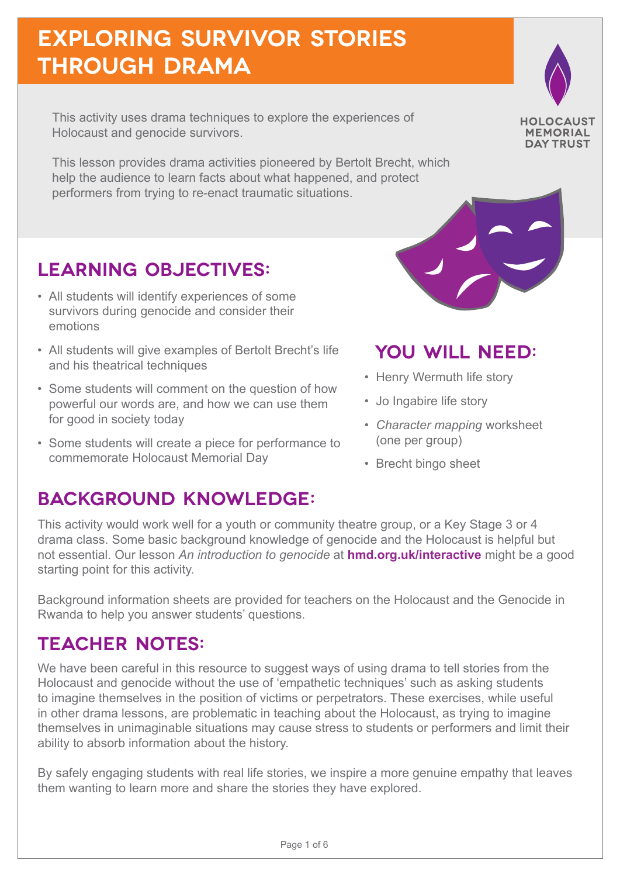# EXPLORING SURVIVOR STORIES THROUGH DRAMA

HOLOCAUST MEMORIAL DAY TRUST

This activity uses drama techniques to explore the experiences of Holocaust and genocide survivors.

This lesson provides drama activities pioneered by Bertolt Brecht, which help the audience to learn facts about what happened, and protect performers from trying to re-enact traumatic situations.

## LEARNING OBJECTIVES:

- All students will identify experiences of some survivors during genocide and consider their emotions
- All students will give examples of Bertolt Brecht's life and his theatrical techniques
- Some students will comment on the question of how powerful our words are, and how we can use them for good in society today
- Some students will create a piece for performance to commemorate Holocaust Memorial Day

## YOU WILL NEED:

- Henry Wermuth life story
- Jo Ingabire life story
- *Character mapping* worksheet (one per group)
- Brecht bingo sheet

## BACKGROUND KNOWLEDGE:

This activity would work well for a youth or community theatre group, or a Key Stage 3 or 4 drama class. Some basic background knowledge of genocide and the Holocaust is helpful but not essential. Our lesson *An introduction to genocide* at **hmd.org.uk/interactive** might be a good starting point for this activity.

Background information sheets are provided for teachers on the Holocaust and the Genocide in Rwanda to help you answer students' questions.

## TEACHER NOTES:

We have been careful in this resource to suggest ways of using drama to tell stories from the Holocaust and genocide without the use of 'empathetic techniques' such as asking students to imagine themselves in the position of victims or perpetrators. These exercises, while useful in other drama lessons, are problematic in teaching about the Holocaust, as trying to imagine themselves in unimaginable situations may cause stress to students or performers and limit their ability to absorb information about the history.

By safely engaging students with real life stories, we inspire a more genuine empathy that leaves them wanting to learn more and share the stories they have explored.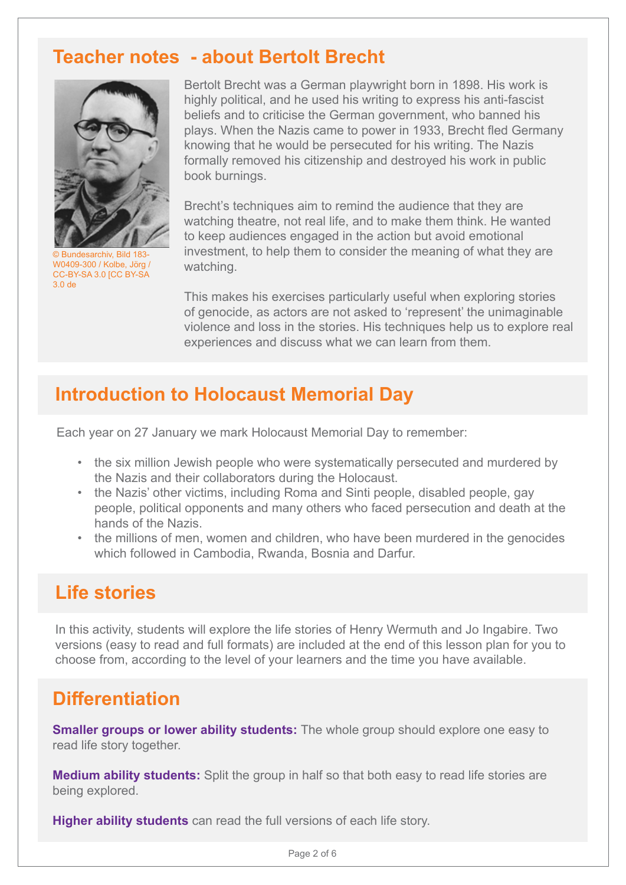## Teacher notes - about Bertolt Brecht

© Bundesarchiv, Bild 183-W0409-300 / Kolbe, Jörg / CC-BY-SA 3.0 [CC BY-SA 3.0 de

Bertolt Brecht was a German playwright born in 1898. His work is highly political, and he used his writing to express his anti-fascist beliefs and to criticise the German government, who banned his plays. When the Nazis came to power in 1933, Brecht fled Germany knowing that he would be persecuted for his writing. The Nazis formally removed his citizenship and destroyed his work in public book burnings.

Brecht's techniques aim to remind the audience that they are watching theatre, not real life, and to make them think. He wanted to keep audiences engaged in the action but avoid emotional investment, to help them to consider the meaning of what they are watching.

This makes his exercises particularly useful when exploring stories of genocide, as actors are not asked to 'represent' the unimaginable violence and loss in the stories. His techniques help us to explore real experiences and discuss what we can learn from them.

## Introduction to Holocaust Memorial Day

Each year on 27 January we mark Holocaust Memorial Day to remember:

- the six million Jewish people who were systematically persecuted and murdered by the Nazis and their collaborators during the Holocaust.
- the Nazis' other victims, including Roma and Sinti people, disabled people, gay people, political opponents and many others who faced persecution and death at the hands of the Nazis.
- the millions of men, women and children, who have been murdered in the genocides which followed in Cambodia, Rwanda, Bosnia and Darfur.

## Life stories

In this activity, students will explore the life stories of Henry Wermuth and Jo Ingabire. Two versions (easy to read and full formats) are included at the end of this lesson plan for you to choose from, according to the level of your learners and the time you have available.

## Differentiation

**Smaller groups or lower ability students:** The whole group should explore one easy to read life story together.

**Medium ability students:** Split the group in half so that both easy to read life stories are being explored.

**Higher ability students** can read the full versions of each life story.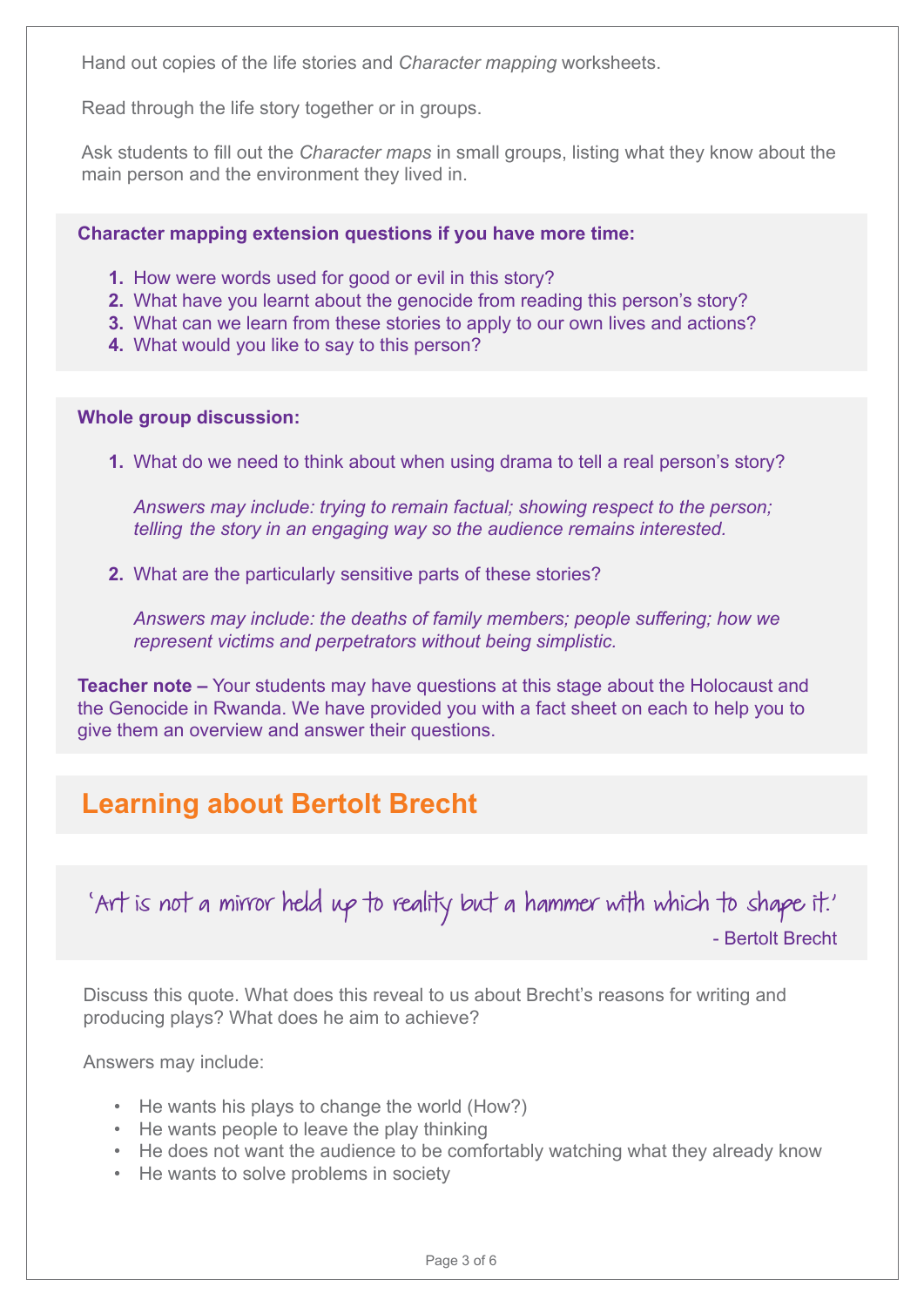Hand out copies of the life stories and *Character mapping* worksheets.

Read through the life story together or in groups.

Ask students to fill out the *Character maps* in small groups, listing what they know about the main person and the environment they lived in.

**Character mapping extension questions if you have more time:**

1. How were words used for good or evil in this story?
2. What have you learnt about the genocide from reading this person's story?
3. What can we learn from these stories to apply to our own lives and actions?
4. What would you like to say to this person?

**Whole group discussion:**

1. What do we need to think about when using drama to tell a real person's story?

   *Answers may include: trying to remain factual; showing respect to the person; telling the story in an engaging way so the audience remains interested.*

2. What are the particularly sensitive parts of these stories?

   *Answers may include: the deaths of family members; people suffering; how we represent victims and perpetrators without being simplistic.*

**Teacher note –** Your students may have questions at this stage about the Holocaust and the Genocide in Rwanda. We have provided you with a fact sheet on each to help you to give them an overview and answer their questions.

## Learning about Bertolt Brecht

'Art is not a mirror held up to reality but a hammer with which to shape it.'

- Bertolt Brecht

Discuss this quote. What does this reveal to us about Brecht's reasons for writing and producing plays? What does he aim to achieve?

Answers may include:

- He wants his plays to change the world (How?)
- He wants people to leave the play thinking
- He does not want the audience to be comfortably watching what they already know
- He wants to solve problems in society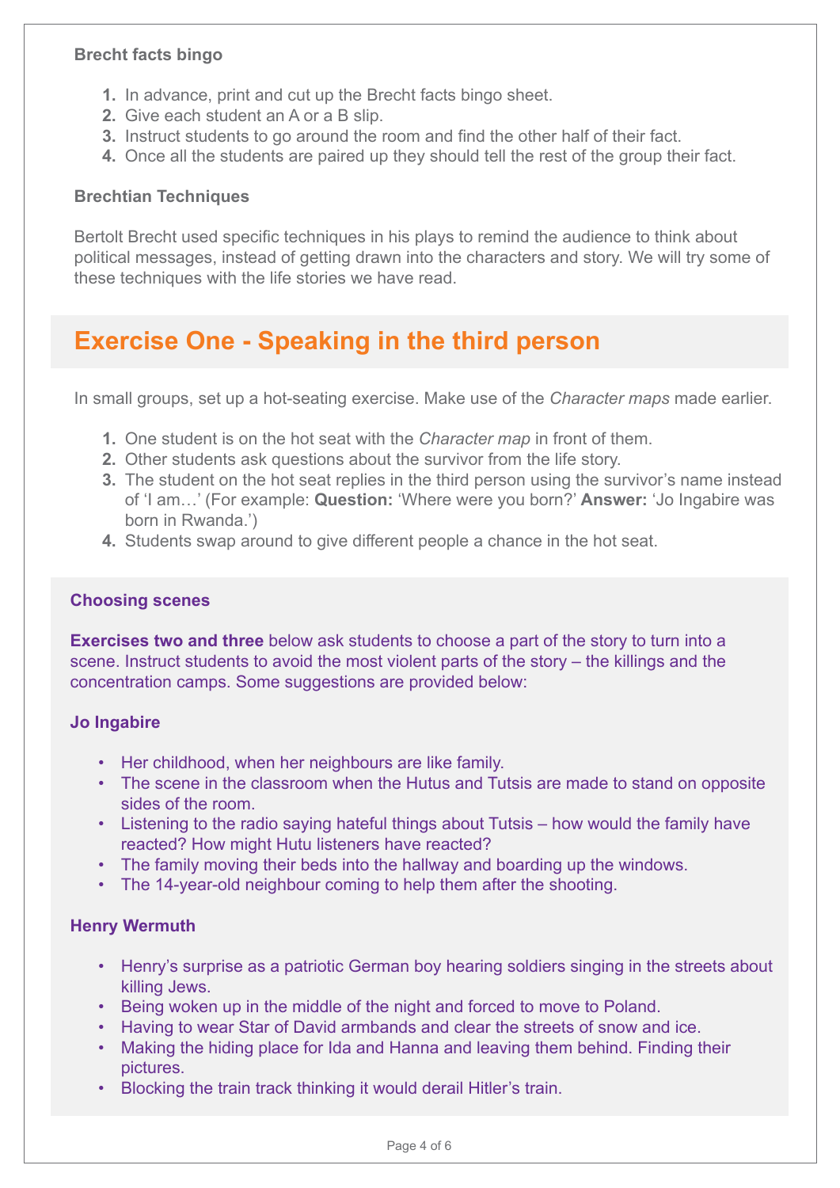**Brecht facts bingo**

1. In advance, print and cut up the Brecht facts bingo sheet.
2. Give each student an A or a B slip.
3. Instruct students to go around the room and find the other half of their fact.
4. Once all the students are paired up they should tell the rest of the group their fact.

**Brechtian Techniques**

Bertolt Brecht used specific techniques in his plays to remind the audience to think about political messages, instead of getting drawn into the characters and story. We will try some of these techniques with the life stories we have read.

## Exercise One - Speaking in the third person

In small groups, set up a hot-seating exercise. Make use of the *Character maps* made earlier.

1. One student is on the hot seat with the *Character map* in front of them.
2. Other students ask questions about the survivor from the life story.
3. The student on the hot seat replies in the third person using the survivor's name instead of 'I am…' (For example: **Question:** 'Where were you born?' **Answer:** 'Jo Ingabire was born in Rwanda.')
4. Students swap around to give different people a chance in the hot seat.

**Choosing scenes**

**Exercises two and three** below ask students to choose a part of the story to turn into a scene. Instruct students to avoid the most violent parts of the story – the killings and the concentration camps. Some suggestions are provided below:

**Jo Ingabire**

- Her childhood, when her neighbours are like family.
- The scene in the classroom when the Hutus and Tutsis are made to stand on opposite sides of the room.
- Listening to the radio saying hateful things about Tutsis – how would the family have reacted? How might Hutu listeners have reacted?
- The family moving their beds into the hallway and boarding up the windows.
- The 14-year-old neighbour coming to help them after the shooting.

**Henry Wermuth**

- Henry's surprise as a patriotic German boy hearing soldiers singing in the streets about killing Jews.
- Being woken up in the middle of the night and forced to move to Poland.
- Having to wear Star of David armbands and clear the streets of snow and ice.
- Making the hiding place for Ida and Hanna and leaving them behind. Finding their pictures.
- Blocking the train track thinking it would derail Hitler's train.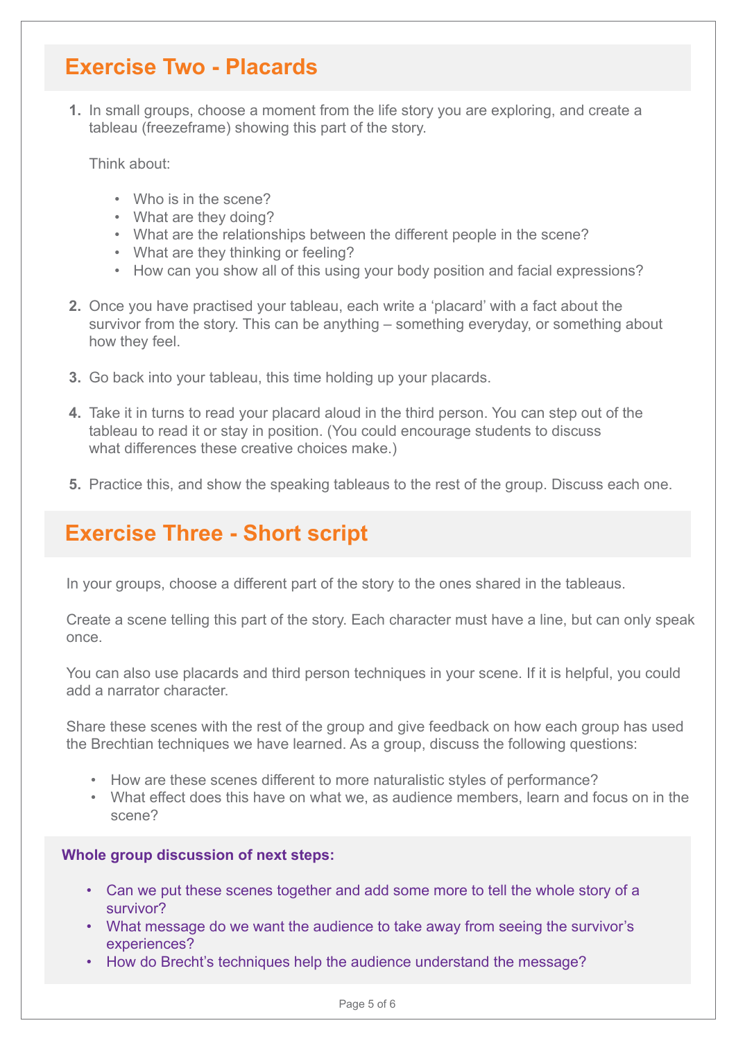## Exercise Two - Placards

1. In small groups, choose a moment from the life story you are exploring, and create a tableau (freezeframe) showing this part of the story.

   Think about:

   - Who is in the scene?
   - What are they doing?
   - What are the relationships between the different people in the scene?
   - What are they thinking or feeling?
   - How can you show all of this using your body position and facial expressions?

2. Once you have practised your tableau, each write a 'placard' with a fact about the survivor from the story. This can be anything – something everyday, or something about how they feel.

3. Go back into your tableau, this time holding up your placards.

4. Take it in turns to read your placard aloud in the third person. You can step out of the tableau to read it or stay in position. (You could encourage students to discuss what differences these creative choices make.)

5. Practice this, and show the speaking tableaus to the rest of the group. Discuss each one.

## Exercise Three - Short script

In your groups, choose a different part of the story to the ones shared in the tableaus.

Create a scene telling this part of the story. Each character must have a line, but can only speak once.

You can also use placards and third person techniques in your scene. If it is helpful, you could add a narrator character.

Share these scenes with the rest of the group and give feedback on how each group has used the Brechtian techniques we have learned. As a group, discuss the following questions:

- How are these scenes different to more naturalistic styles of performance?
- What effect does this have on what we, as audience members, learn and focus on in the scene?

**Whole group discussion of next steps:**

- Can we put these scenes together and add some more to tell the whole story of a survivor?
- What message do we want the audience to take away from seeing the survivor's experiences?
- How do Brecht's techniques help the audience understand the message?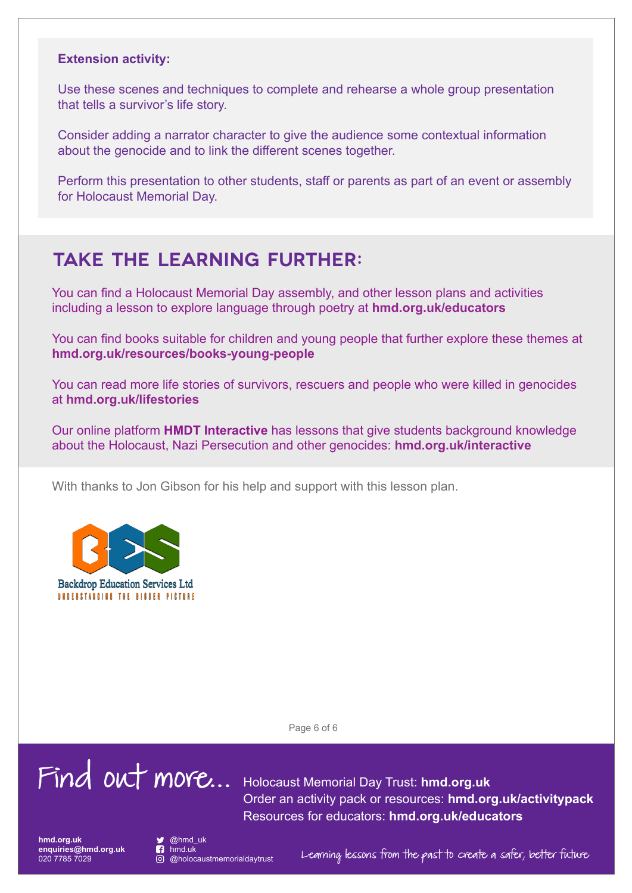**Extension activity:**

Use these scenes and techniques to complete and rehearse a whole group presentation that tells a survivor's life story.

Consider adding a narrator character to give the audience some contextual information about the genocide and to link the different scenes together.

Perform this presentation to other students, staff or parents as part of an event or assembly for Holocaust Memorial Day.

## TAKE THE LEARNING FURTHER:

You can find a Holocaust Memorial Day assembly, and other lesson plans and activities including a lesson to explore language through poetry at **hmd.org.uk/educators**

You can find books suitable for children and young people that further explore these themes at **hmd.org.uk/resources/books-young-people**

You can read more life stories of survivors, rescuers and people who were killed in genocides at **hmd.org.uk/lifestories**

Our online platform **HMDT Interactive** has lessons that give students background knowledge about the Holocaust, Nazi Persecution and other genocides: **hmd.org.uk/interactive**

With thanks to Jon Gibson for his help and support with this lesson plan.

Backdrop Education Services Ltd
UNDERSTANDING THE BIGGER PICTURE

Find out more...

Holocaust Memorial Day Trust: **hmd.org.uk**
Order an activity pack or resources: **hmd.org.uk/activitypack**
Resources for educators: **hmd.org.uk/educators**

**hmd.org.uk**
**enquiries@hmd.org.uk**
020 7785 7029

@hmd_uk
hmd.uk
@holocaustmemorialdaytrust

Learning lessons from the past to create a safer, better future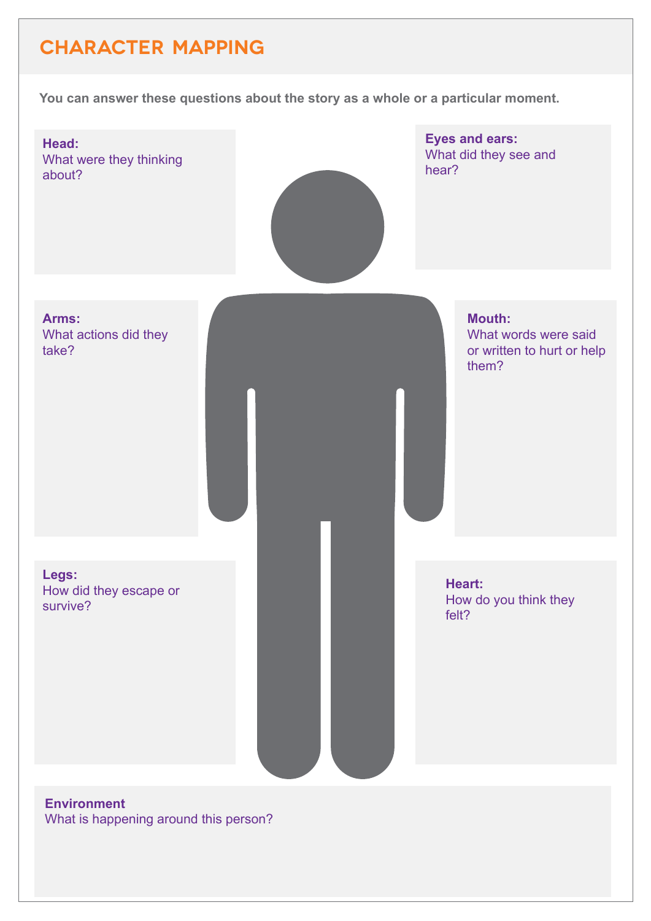# CHARACTER MAPPING

**You can answer these questions about the story as a whole or a particular moment.**

**Head:**
What were they thinking about?

**Eyes and ears:**
What did they see and hear?

**Arms:**
What actions did they take?

**Mouth:**
What words were said or written to hurt or help them?

**Legs:**
How did they escape or survive?

**Heart:**
How do you think they felt?

**Environment**
What is happening around this person?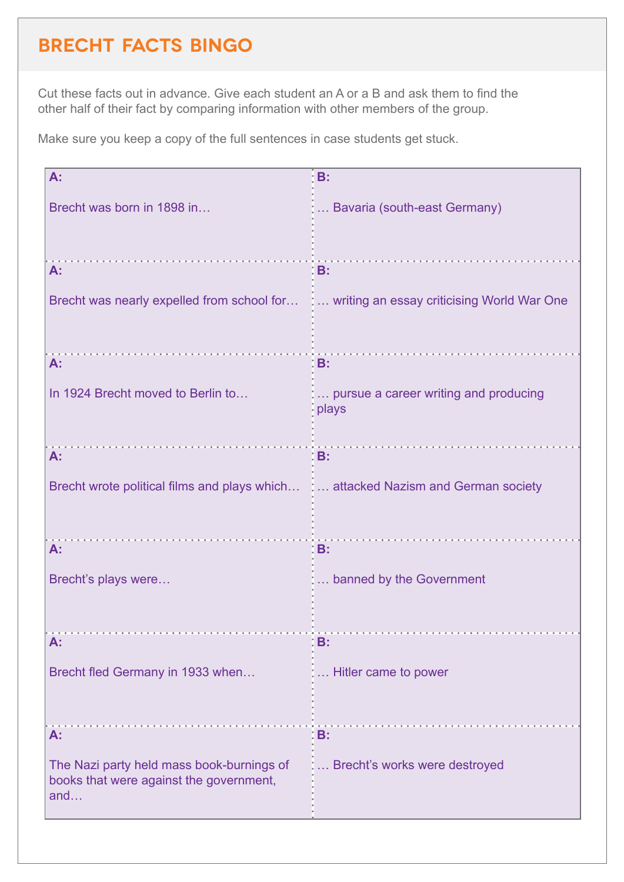## BRECHT FACTS BINGO

Cut these facts out in advance. Give each student an A or a B and ask them to find the other half of their fact by comparing information with other members of the group.

Make sure you keep a copy of the full sentences in case students get stuck.

| | |
|---|---|
| **A:** Brecht was born in 1898 in… | **B:** … Bavaria (south-east Germany) |
| **A:** Brecht was nearly expelled from school for… | **B:** … writing an essay criticising World War One |
| **A:** In 1924 Brecht moved to Berlin to… | **B:** … pursue a career writing and producing plays |
| **A:** Brecht wrote political films and plays which… | **B:** … attacked Nazism and German society |
| **A:** Brecht's plays were… | **B:** … banned by the Government |
| **A:** Brecht fled Germany in 1933 when… | **B:** … Hitler came to power |
| **A:** The Nazi party held mass book-burnings of books that were against the government, and… | **B:** … Brecht's works were destroyed |